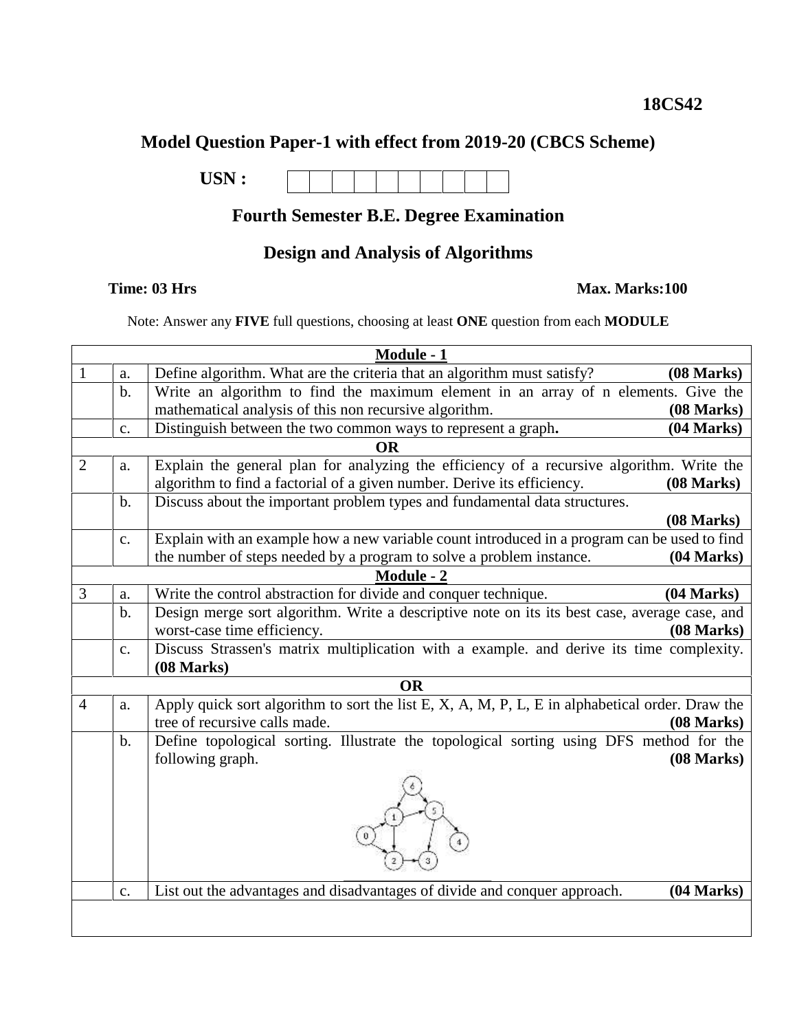**18CS42**

## Model Question Paper-1 with effect from 2019-20 (CBCS Scheme)

**USN :**

### Fourth Semester B.E. Degree Examination

### Design and Analysis of Algorithms

**Time: 03 Hrs** **Max. Marks:100**

Note: Answer any **FIVE** full questions, choosing at least **ONE** question from each **MODULE**

| | | **Module - 1** |
|---|---|---|
| 1 | a. | Define algorithm. What are the criteria that an algorithm must satisfy? **(08 Marks)** |
| | b. | Write an algorithm to find the maximum element in an array of n elements. Give the mathematical analysis of this non recursive algorithm. **(08 Marks)** |
| | c. | Distinguish between the two common ways to represent a graph**.** **(04 Marks)** |
| | | **OR** |
| 2 | a. | Explain the general plan for analyzing the efficiency of a recursive algorithm. Write the algorithm to find a factorial of a given number. Derive its efficiency. **(08 Marks)** |
| | b. | Discuss about the important problem types and fundamental data structures. **(08 Marks)** |
| | c. | Explain with an example how a new variable count introduced in a program can be used to find the number of steps needed by a program to solve a problem instance. **(04 Marks)** |
| | | **Module - 2** |
| 3 | a. | Write the control abstraction for divide and conquer technique. **(04 Marks)** |
| | b. | Design merge sort algorithm. Write a descriptive note on its its best case, average case, and worst-case time efficiency. **(08 Marks)** |
| | c. | Discuss Strassen's matrix multiplication with a example. and derive its time complexity. **(08 Marks)** |
| | | **OR** |
| 4 | a. | Apply quick sort algorithm to sort the list E, X, A, M, P, L, E in alphabetical order. Draw the tree of recursive calls made. **(08 Marks)** |
| | b. | Define topological sorting. Illustrate the topological sorting using DFS method for the following graph. **(08 Marks)** |
| | c. | List out the advantages and disadvantages of divide and conquer approach. **(04 Marks)** |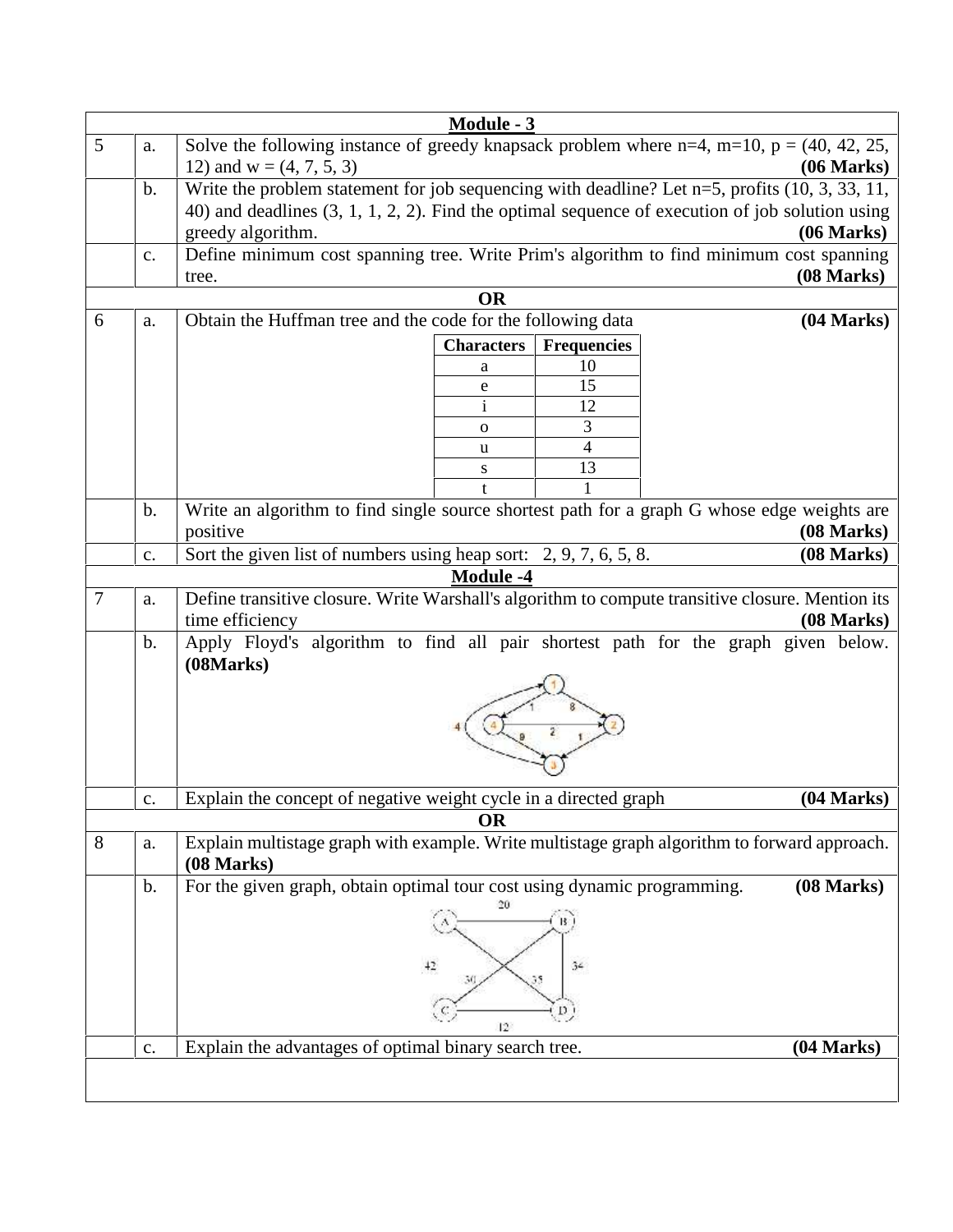## Module - 3

| Q.No | | Question | Marks |
|---|---|---|---|
| 5 | a. | Solve the following instance of greedy knapsack problem where n=4, m=10, p = (40, 42, 25, 12) and w = (4, 7, 5, 3) | **(06 Marks)** |
| | b. | Write the problem statement for job sequencing with deadline? Let n=5, profits (10, 3, 33, 11, 40) and deadlines (3, 1, 1, 2, 2). Find the optimal sequence of execution of job solution using greedy algorithm. | **(06 Marks)** |
| | c. | Define minimum cost spanning tree. Write Prim's algorithm to find minimum cost spanning tree. | **(08 Marks)** |

**OR**

| Q.No | | Question | Marks |
|---|---|---|---|
| 6 | a. | Obtain the Huffman tree and the code for the following data | **(04 Marks)** |

| Characters | Frequencies |
|---|---|
| a | 10 |
| e | 15 |
| i | 12 |
| o | 3 |
| u | 4 |
| s | 13 |
| t | 1 |

| Q.No | | Question | Marks |
|---|---|---|---|
| | b. | Write an algorithm to find single source shortest path for a graph G whose edge weights are positive | **(08 Marks)** |
| | c. | Sort the given list of numbers using heap sort: 2, 9, 7, 6, 5, 8. | **(08 Marks)** |

## Module -4

| Q.No | | Question | Marks |
|---|---|---|---|
| 7 | a. | Define transitive closure. Write Warshall's algorithm to compute transitive closure. Mention its time efficiency | **(08 Marks)** |
| | b. | Apply Floyd's algorithm to find all pair shortest path for the graph given below. | **(08Marks)** |
| | c. | Explain the concept of negative weight cycle in a directed graph | **(04 Marks)** |

**OR**

| Q.No | | Question | Marks |
|---|---|---|---|
| 8 | a. | Explain multistage graph with example. Write multistage graph algorithm to forward approach. | **(08 Marks)** |
| | b. | For the given graph, obtain optimal tour cost using dynamic programming. | **(08 Marks)** |
| | c. | Explain the advantages of optimal binary search tree. | **(04 Marks)** |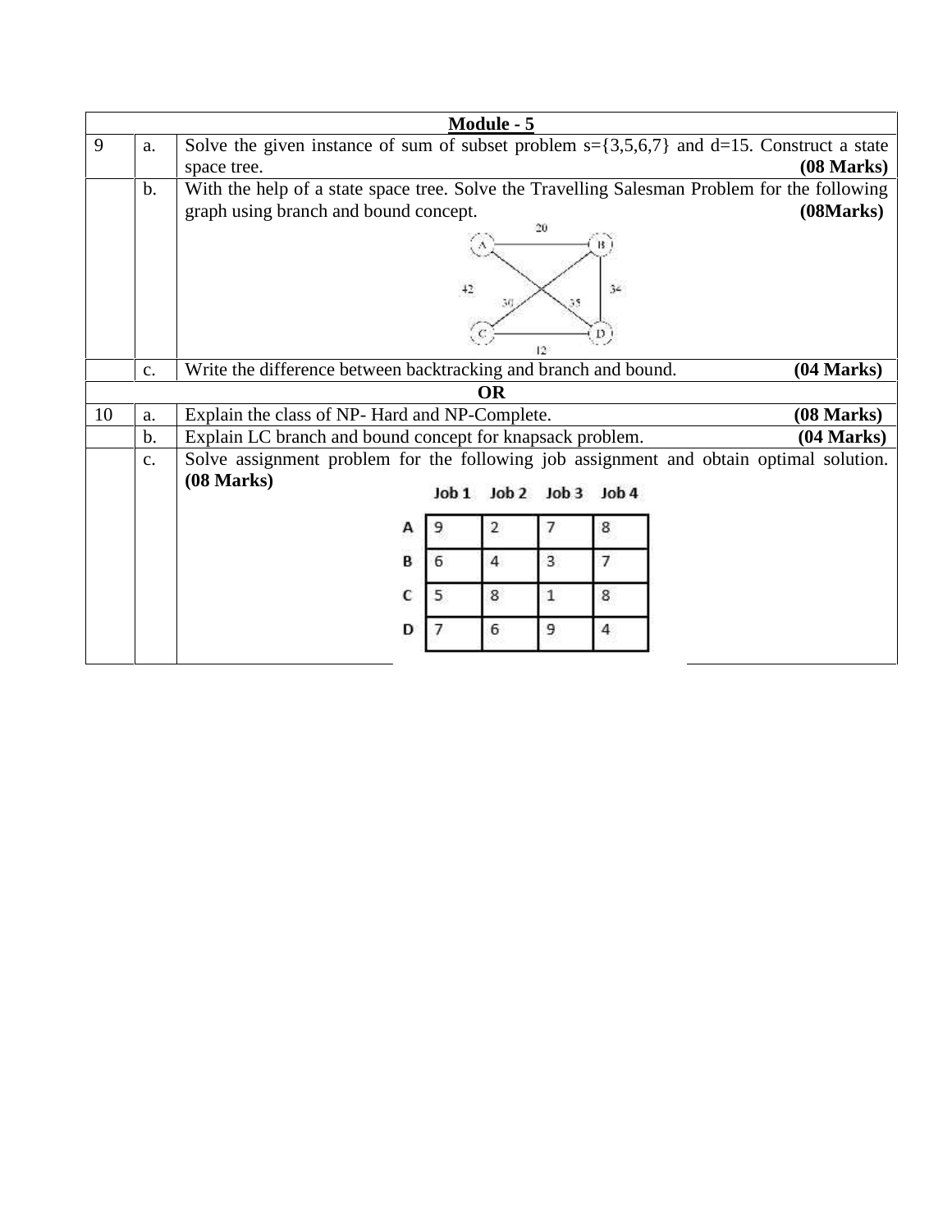## Module - 5

| | | | |
|---|---|---|---|
| 9 | a. | Solve the given instance of sum of subset problem s={3,5,6,7} and d=15. Construct a state space tree. | **(08 Marks)** |
| | b. | With the help of a state space tree. Solve the Travelling Salesman Problem for the following graph using branch and bound concept. | **(08Marks)** |
| | c. | Write the difference between backtracking and branch and bound. | **(04 Marks)** |

20
A B
42 30 35 34
C D
12

**OR**

| | | | |
|---|---|---|---|
| 10 | a. | Explain the class of NP- Hard and NP-Complete. | **(08 Marks)** |
| | b. | Explain LC branch and bound concept for knapsack problem. | **(04 Marks)** |
| | c. | Solve assignment problem for the following job assignment and obtain optimal solution. | **(08 Marks)** |

| | Job 1 | Job 2 | Job 3 | Job 4 |
|---|---|---|---|---|
| A | 9 | 2 | 7 | 8 |
| B | 6 | 4 | 3 | 7 |
| C | 5 | 8 | 1 | 8 |
| D | 7 | 6 | 9 | 4 |